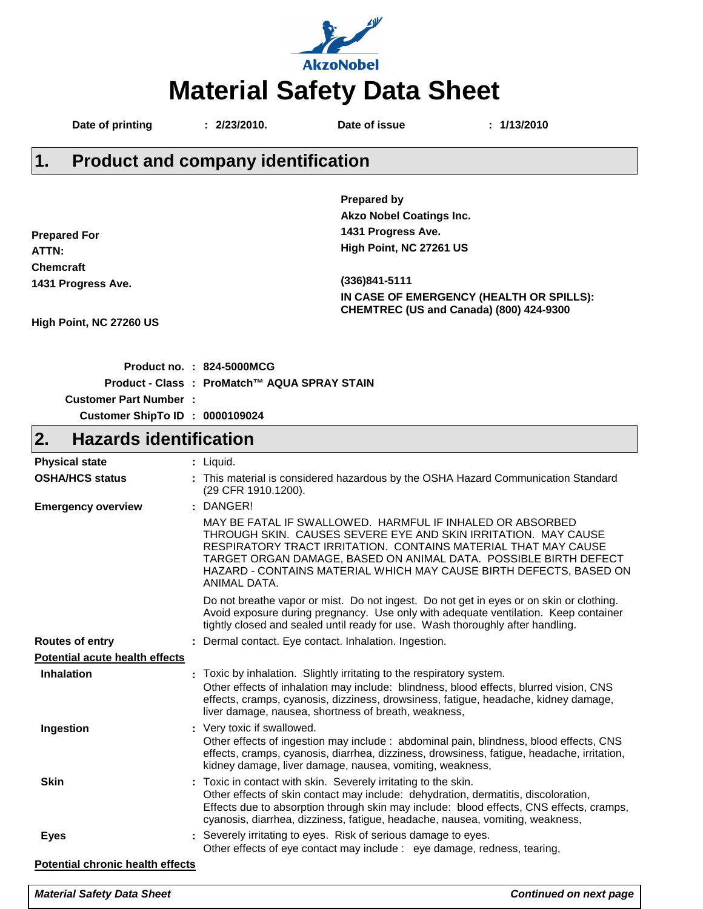AkzoNobel

# Material Safety Data Sheet

**Date of printing** : **2/23/2010.** **Date of issue** : **1/13/2010**

## 1. Product and company identification

**Prepared For**
**ATTN:**
**Chemcraft**
**1431 Progress Ave.**

**High Point, NC 27260 US**

**Prepared by**
**Akzo Nobel Coatings Inc.**
**1431 Progress Ave.**
**High Point, NC 27261 US**

**(336)841-5111**
**IN CASE OF EMERGENCY (HEALTH OR SPILLS):**
**CHEMTREC (US and Canada) (800) 424-9300**

**Product no.** : **824-5000MCG**
**Product - Class** : **ProMatch™ AQUA SPRAY STAIN**
**Customer Part Number** :
**Customer ShipTo ID** : **0000109024**

## 2. Hazards identification

**Physical state** : Liquid.

**OSHA/HCS status** : This material is considered hazardous by the OSHA Hazard Communication Standard (29 CFR 1910.1200).

**Emergency overview** : DANGER!

MAY BE FATAL IF SWALLOWED. HARMFUL IF INHALED OR ABSORBED THROUGH SKIN. CAUSES SEVERE EYE AND SKIN IRRITATION. MAY CAUSE RESPIRATORY TRACT IRRITATION. CONTAINS MATERIAL THAT MAY CAUSE TARGET ORGAN DAMAGE, BASED ON ANIMAL DATA. POSSIBLE BIRTH DEFECT HAZARD - CONTAINS MATERIAL WHICH MAY CAUSE BIRTH DEFECTS, BASED ON ANIMAL DATA.

Do not breathe vapor or mist. Do not ingest. Do not get in eyes or on skin or clothing. Avoid exposure during pregnancy. Use only with adequate ventilation. Keep container tightly closed and sealed until ready for use. Wash thoroughly after handling.

**Routes of entry** : Dermal contact. Eye contact. Inhalation. Ingestion.

**Potential acute health effects**

**Inhalation** : Toxic by inhalation. Slightly irritating to the respiratory system.
Other effects of inhalation may include: blindness, blood effects, blurred vision, CNS effects, cramps, cyanosis, dizziness, drowsiness, fatigue, headache, kidney damage, liver damage, nausea, shortness of breath, weakness,

**Ingestion** : Very toxic if swallowed.
Other effects of ingestion may include : abdominal pain, blindness, blood effects, CNS effects, cramps, cyanosis, diarrhea, dizziness, drowsiness, fatigue, headache, irritation, kidney damage, liver damage, nausea, vomiting, weakness,

**Skin** : Toxic in contact with skin. Severely irritating to the skin.
Other effects of skin contact may include: dehydration, dermatitis, discoloration,
Effects due to absorption through skin may include: blood effects, CNS effects, cramps, cyanosis, diarrhea, dizziness, fatigue, headache, nausea, vomiting, weakness,

**Eyes** : Severely irritating to eyes. Risk of serious damage to eyes.
Other effects of eye contact may include : eye damage, redness, tearing,

**Potential chronic health effects**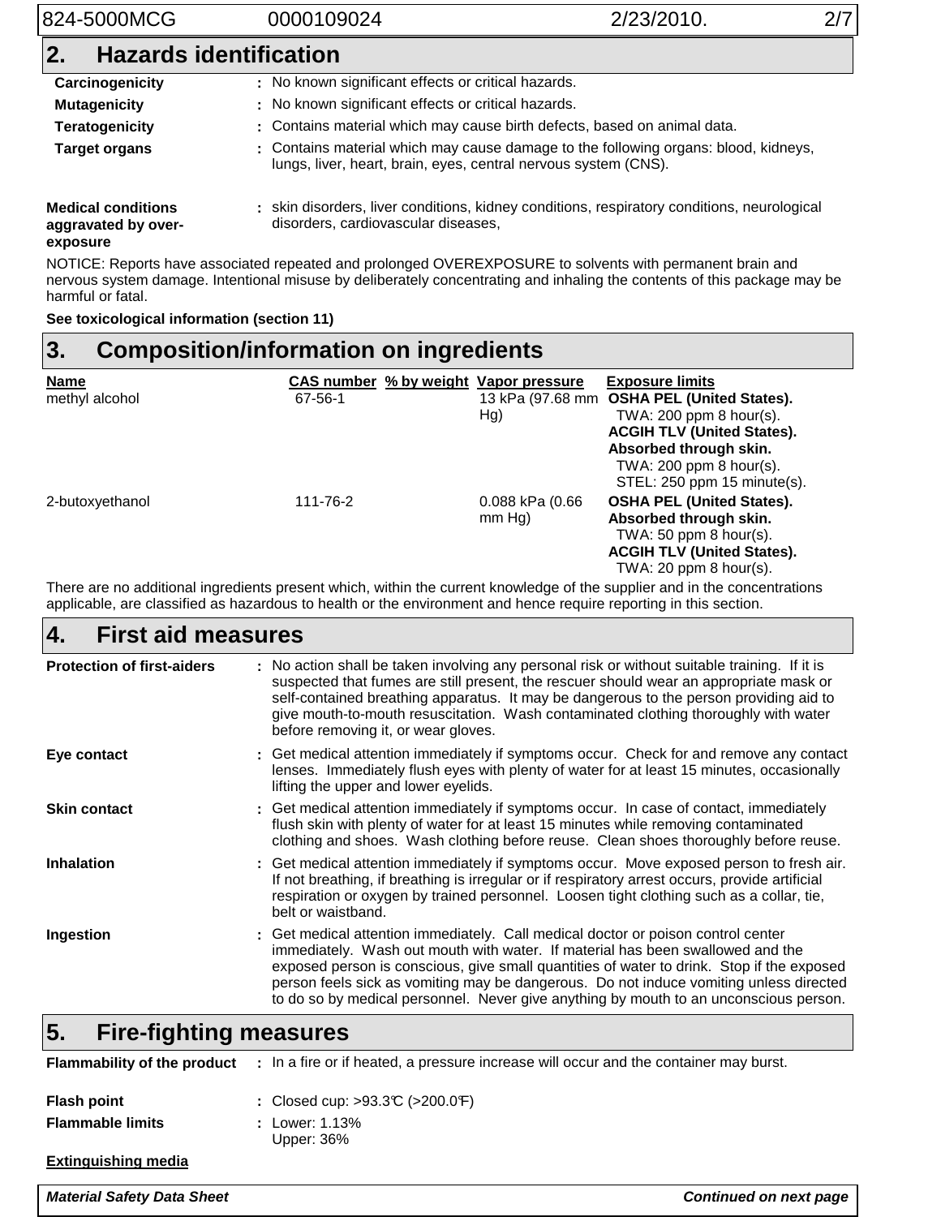## 2. Hazards identification

**Carcinogenicity** : No known significant effects or critical hazards.

**Mutagenicity** : No known significant effects or critical hazards.

**Teratogenicity** : Contains material which may cause birth defects, based on animal data.

**Target organs** : Contains material which may cause damage to the following organs: blood, kidneys, lungs, liver, heart, brain, eyes, central nervous system (CNS).

**Medical conditions aggravated by over-exposure** : skin disorders, liver conditions, kidney conditions, respiratory conditions, neurological disorders, cardiovascular diseases,

NOTICE: Reports have associated repeated and prolonged OVEREXPOSURE to solvents with permanent brain and nervous system damage. Intentional misuse by deliberately concentrating and inhaling the contents of this package may be harmful or fatal.

**See toxicological information (section 11)**

## 3. Composition/information on ingredients

| Name | CAS number | % by weight | Vapor pressure | Exposure limits |
|---|---|---|---|---|
| methyl alcohol | 67-56-1 | | 13 kPa (97.68 mm Hg) | **OSHA PEL (United States).** TWA: 200 ppm 8 hour(s). **ACGIH TLV (United States). Absorbed through skin.** TWA: 200 ppm 8 hour(s). STEL: 250 ppm 15 minute(s). |
| 2-butoxyethanol | 111-76-2 | | 0.088 kPa (0.66 mm Hg) | **OSHA PEL (United States). Absorbed through skin.** TWA: 50 ppm 8 hour(s). **ACGIH TLV (United States).** TWA: 20 ppm 8 hour(s). |

There are no additional ingredients present which, within the current knowledge of the supplier and in the concentrations applicable, are classified as hazardous to health or the environment and hence require reporting in this section.

## 4. First aid measures

**Protection of first-aiders** : No action shall be taken involving any personal risk or without suitable training. If it is suspected that fumes are still present, the rescuer should wear an appropriate mask or self-contained breathing apparatus. It may be dangerous to the person providing aid to give mouth-to-mouth resuscitation. Wash contaminated clothing thoroughly with water before removing it, or wear gloves.

**Eye contact** : Get medical attention immediately if symptoms occur. Check for and remove any contact lenses. Immediately flush eyes with plenty of water for at least 15 minutes, occasionally lifting the upper and lower eyelids.

**Skin contact** : Get medical attention immediately if symptoms occur. In case of contact, immediately flush skin with plenty of water for at least 15 minutes while removing contaminated clothing and shoes. Wash clothing before reuse. Clean shoes thoroughly before reuse.

**Inhalation** : Get medical attention immediately if symptoms occur. Move exposed person to fresh air. If not breathing, if breathing is irregular or if respiratory arrest occurs, provide artificial respiration or oxygen by trained personnel. Loosen tight clothing such as a collar, tie, belt or waistband.

**Ingestion** : Get medical attention immediately. Call medical doctor or poison control center immediately. Wash out mouth with water. If material has been swallowed and the exposed person is conscious, give small quantities of water to drink. Stop if the exposed person feels sick as vomiting may be dangerous. Do not induce vomiting unless directed to do so by medical personnel. Never give anything by mouth to an unconscious person.

## 5. Fire-fighting measures

**Flammability of the product** : In a fire or if heated, a pressure increase will occur and the container may burst.

**Flash point** : Closed cup: >93.3°C (>200.0°F)

**Flammable limits** : Lower: 1.13%
Upper: 36%

**Extinguishing media**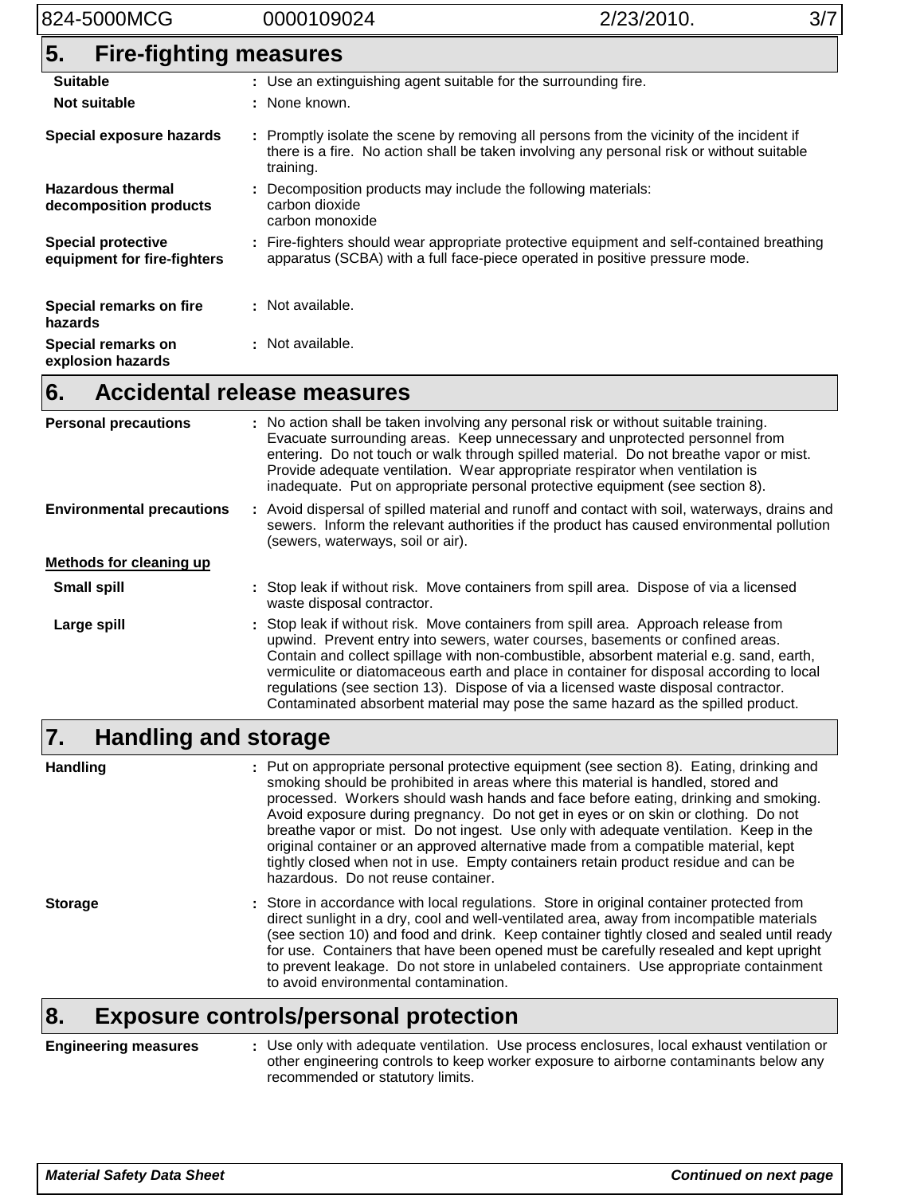## 5. Fire-fighting measures

| | |
|---|---|
| **Suitable** | : Use an extinguishing agent suitable for the surrounding fire. |
| **Not suitable** | : None known. |
| **Special exposure hazards** | : Promptly isolate the scene by removing all persons from the vicinity of the incident if there is a fire. No action shall be taken involving any personal risk or without suitable training. |
| **Hazardous thermal decomposition products** | : Decomposition products may include the following materials: carbon dioxide carbon monoxide |
| **Special protective equipment for fire-fighters** | : Fire-fighters should wear appropriate protective equipment and self-contained breathing apparatus (SCBA) with a full face-piece operated in positive pressure mode. |
| **Special remarks on fire hazards** | : Not available. |
| **Special remarks on explosion hazards** | : Not available. |

## 6. Accidental release measures

| | |
|---|---|
| **Personal precautions** | : No action shall be taken involving any personal risk or without suitable training. Evacuate surrounding areas. Keep unnecessary and unprotected personnel from entering. Do not touch or walk through spilled material. Do not breathe vapor or mist. Provide adequate ventilation. Wear appropriate respirator when ventilation is inadequate. Put on appropriate personal protective equipment (see section 8). |
| **Environmental precautions** | : Avoid dispersal of spilled material and runoff and contact with soil, waterways, drains and sewers. Inform the relevant authorities if the product has caused environmental pollution (sewers, waterways, soil or air). |

**Methods for cleaning up**

| | |
|---|---|
| **Small spill** | : Stop leak if without risk. Move containers from spill area. Dispose of via a licensed waste disposal contractor. |
| **Large spill** | : Stop leak if without risk. Move containers from spill area. Approach release from upwind. Prevent entry into sewers, water courses, basements or confined areas. Contain and collect spillage with non-combustible, absorbent material e.g. sand, earth, vermiculite or diatomaceous earth and place in container for disposal according to local regulations (see section 13). Dispose of via a licensed waste disposal contractor. Contaminated absorbent material may pose the same hazard as the spilled product. |

## 7. Handling and storage

| | |
|---|---|
| **Handling** | : Put on appropriate personal protective equipment (see section 8). Eating, drinking and smoking should be prohibited in areas where this material is handled, stored and processed. Workers should wash hands and face before eating, drinking and smoking. Avoid exposure during pregnancy. Do not get in eyes or on skin or clothing. Do not breathe vapor or mist. Do not ingest. Use only with adequate ventilation. Keep in the original container or an approved alternative made from a compatible material, kept tightly closed when not in use. Empty containers retain product residue and can be hazardous. Do not reuse container. |
| **Storage** | : Store in accordance with local regulations. Store in original container protected from direct sunlight in a dry, cool and well-ventilated area, away from incompatible materials (see section 10) and food and drink. Keep container tightly closed and sealed until ready for use. Containers that have been opened must be carefully resealed and kept upright to prevent leakage. Do not store in unlabeled containers. Use appropriate containment to avoid environmental contamination. |

## 8. Exposure controls/personal protection

| | |
|---|---|
| **Engineering measures** | : Use only with adequate ventilation. Use process enclosures, local exhaust ventilation or other engineering controls to keep worker exposure to airborne contaminants below any recommended or statutory limits. |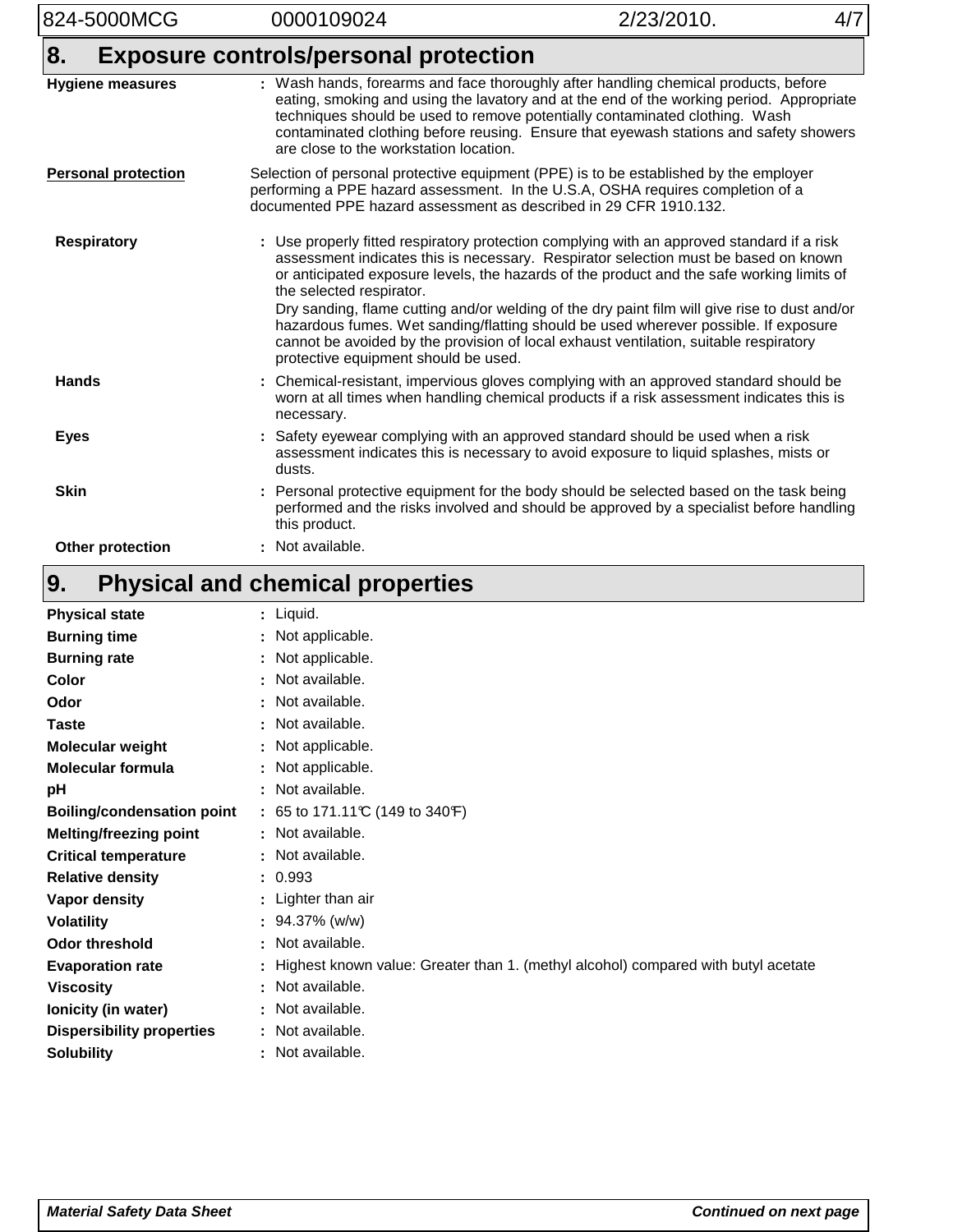## 8. Exposure controls/personal protection

**Hygiene measures** : Wash hands, forearms and face thoroughly after handling chemical products, before eating, smoking and using the lavatory and at the end of the working period. Appropriate techniques should be used to remove potentially contaminated clothing. Wash contaminated clothing before reusing. Ensure that eyewash stations and safety showers are close to the workstation location.

**Personal protection**

Selection of personal protective equipment (PPE) is to be established by the employer performing a PPE hazard assessment. In the U.S.A, OSHA requires completion of a documented PPE hazard assessment as described in 29 CFR 1910.132.

**Respiratory** : Use properly fitted respiratory protection complying with an approved standard if a risk assessment indicates this is necessary. Respirator selection must be based on known or anticipated exposure levels, the hazards of the product and the safe working limits of the selected respirator.
Dry sanding, flame cutting and/or welding of the dry paint film will give rise to dust and/or hazardous fumes. Wet sanding/flatting should be used wherever possible. If exposure cannot be avoided by the provision of local exhaust ventilation, suitable respiratory protective equipment should be used.

**Hands** : Chemical-resistant, impervious gloves complying with an approved standard should be worn at all times when handling chemical products if a risk assessment indicates this is necessary.

**Eyes** : Safety eyewear complying with an approved standard should be used when a risk assessment indicates this is necessary to avoid exposure to liquid splashes, mists or dusts.

**Skin** : Personal protective equipment for the body should be selected based on the task being performed and the risks involved and should be approved by a specialist before handling this product.

**Other protection** : Not available.

## 9. Physical and chemical properties

**Physical state** : Liquid.
**Burning time** : Not applicable.
**Burning rate** : Not applicable.
**Color** : Not available.
**Odor** : Not available.
**Taste** : Not available.
**Molecular weight** : Not applicable.
**Molecular formula** : Not applicable.
**pH** : Not available.
**Boiling/condensation point** : 65 to 171.11°C (149 to 340°F)
**Melting/freezing point** : Not available.
**Critical temperature** : Not available.
**Relative density** : 0.993
**Vapor density** : Lighter than air
**Volatility** : 94.37% (w/w)
**Odor threshold** : Not available.
**Evaporation rate** : Highest known value: Greater than 1. (methyl alcohol) compared with butyl acetate
**Viscosity** : Not available.
**Ionicity (in water)** : Not available.
**Dispersibility properties** : Not available.
**Solubility** : Not available.

*Material Safety Data Sheet* — *Continued on next page*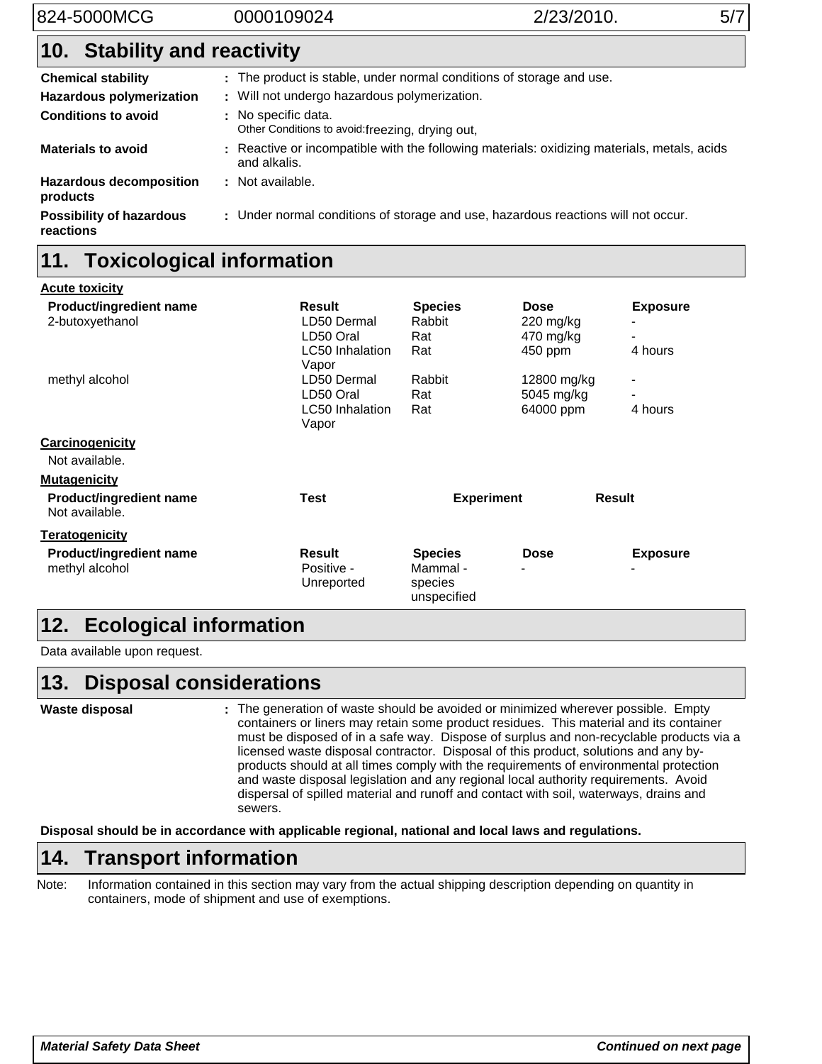## 10. Stability and reactivity

**Chemical stability** : The product is stable, under normal conditions of storage and use.

**Hazardous polymerization** : Will not undergo hazardous polymerization.

**Conditions to avoid** : No specific data.
Other Conditions to avoid: freezing, drying out,

**Materials to avoid** : Reactive or incompatible with the following materials: oxidizing materials, metals, acids and alkalis.

**Hazardous decomposition products** : Not available.

**Possibility of hazardous reactions** : Under normal conditions of storage and use, hazardous reactions will not occur.

## 11. Toxicological information

**Acute toxicity**

| Product/ingredient name | Result | Species | Dose | Exposure |
|---|---|---|---|---|
| 2-butoxyethanol | LD50 Dermal | Rabbit | 220 mg/kg | - |
| | LD50 Oral | Rat | 470 mg/kg | - |
| | LC50 Inhalation Vapor | Rat | 450 ppm | 4 hours |
| methyl alcohol | LD50 Dermal | Rabbit | 12800 mg/kg | - |
| | LD50 Oral | Rat | 5045 mg/kg | - |
| | LC50 Inhalation Vapor | Rat | 64000 ppm | 4 hours |

**Carcinogenicity**

Not available.

**Mutagenicity**

| Product/ingredient name | Test | Experiment | Result |
|---|---|---|---|
| Not available. | | | |

**Teratogenicity**

| Product/ingredient name | Result | Species | Dose | Exposure |
|---|---|---|---|---|
| methyl alcohol | Positive - Unreported | Mammal - species unspecified | - | - |

## 12. Ecological information

Data available upon request.

## 13. Disposal considerations

**Waste disposal** : The generation of waste should be avoided or minimized wherever possible. Empty containers or liners may retain some product residues. This material and its container must be disposed of in a safe way. Dispose of surplus and non-recyclable products via a licensed waste disposal contractor. Disposal of this product, solutions and any by-products should at all times comply with the requirements of environmental protection and waste disposal legislation and any regional local authority requirements. Avoid dispersal of spilled material and runoff and contact with soil, waterways, drains and sewers.

**Disposal should be in accordance with applicable regional, national and local laws and regulations.**

## 14. Transport information

Note: Information contained in this section may vary from the actual shipping description depending on quantity in containers, mode of shipment and use of exemptions.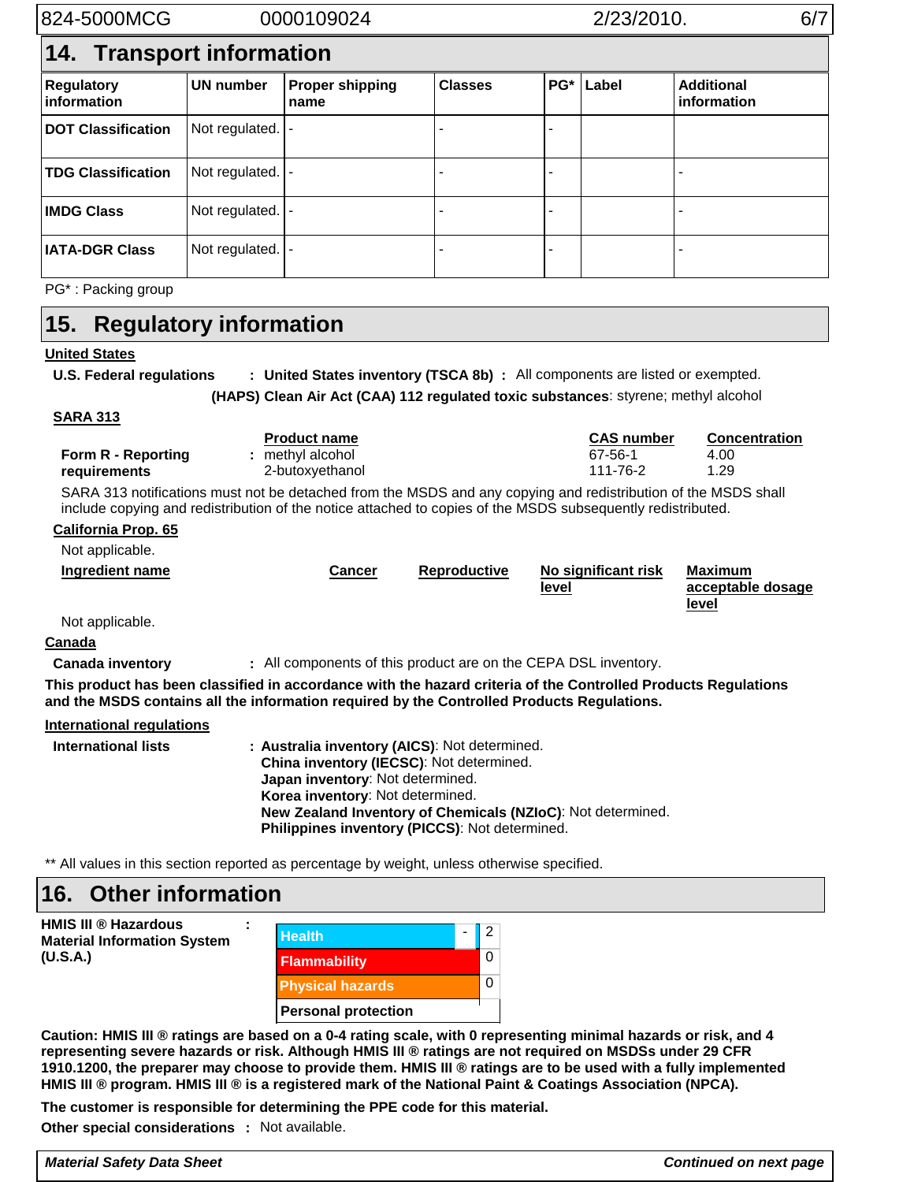## 14. Transport information

| Regulatory information | UN number | Proper shipping name | Classes | PG* | Label | Additional information |
|---|---|---|---|---|---|---|
| **DOT Classification** | Not regulated. | - | - | - | | |
| **TDG Classification** | Not regulated. | - | - | - | | - |
| **IMDG Class** | Not regulated. | - | - | - | | - |
| **IATA-DGR Class** | Not regulated. | - | - | - | | - |

PG* : Packing group

## 15. Regulatory information

**United States**

**U.S. Federal regulations** : **United States inventory (TSCA 8b)** : All components are listed or exempted.

**(HAPS) Clean Air Act (CAA) 112 regulated toxic substances**: styrene; methyl alcohol

**SARA 313**

| | Product name | CAS number | Concentration |
|---|---|---|---|
| **Form R - Reporting requirements** : | methyl alcohol | 67-56-1 | 4.00 |
| | 2-butoxyethanol | 111-76-2 | 1.29 |

SARA 313 notifications must not be detached from the MSDS and any copying and redistribution of the MSDS shall include copying and redistribution of the notice attached to copies of the MSDS subsequently redistributed.

**California Prop. 65**

Not applicable.

| Ingredient name | Cancer | Reproductive | No significant risk level | Maximum acceptable dosage level |
|---|---|---|---|---|

Not applicable.

**Canada**

**Canada inventory** : All components of this product are on the CEPA DSL inventory.

**This product has been classified in accordance with the hazard criteria of the Controlled Products Regulations and the MSDS contains all the information required by the Controlled Products Regulations.**

**International regulations**

**International lists** :
- **Australia inventory (AICS)**: Not determined.
- **China inventory (IECSC)**: Not determined.
- **Japan inventory**: Not determined.
- **Korea inventory**: Not determined.
- **New Zealand Inventory of Chemicals (NZIoC)**: Not determined.
- **Philippines inventory (PICCS)**: Not determined.

** All values in this section reported as percentage by weight, unless otherwise specified.

## 16. Other information

**HMIS III ® Hazardous Material Information System (U.S.A.)** :

| | | |
|---|---|---|
| Health | - | 2 |
| Flammability | | 0 |
| Physical hazards | | 0 |
| Personal protection | | |

**Caution: HMIS III ® ratings are based on a 0-4 rating scale, with 0 representing minimal hazards or risk, and 4 representing severe hazards or risk. Although HMIS III ® ratings are not required on MSDSs under 29 CFR 1910.1200, the preparer may choose to provide them. HMIS III ® ratings are to be used with a fully implemented HMIS III ® program. HMIS III ® is a registered mark of the National Paint & Coatings Association (NPCA).**

**The customer is responsible for determining the PPE code for this material.**

**Other special considerations** : Not available.

*Continued on next page*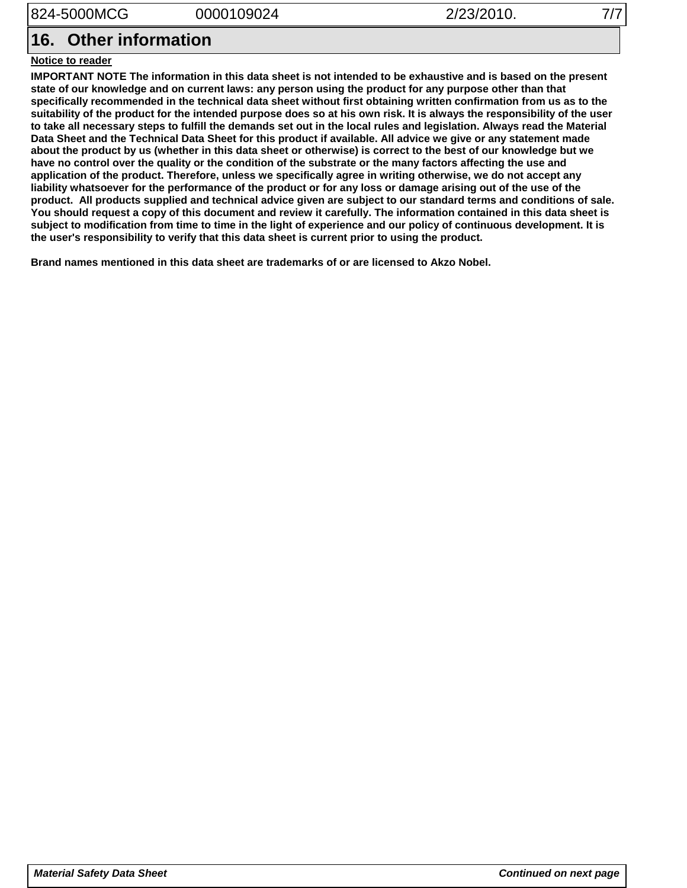## 16. Other information

__Notice to reader__

**IMPORTANT NOTE The information in this data sheet is not intended to be exhaustive and is based on the present state of our knowledge and on current laws: any person using the product for any purpose other than that specifically recommended in the technical data sheet without first obtaining written confirmation from us as to the suitability of the product for the intended purpose does so at his own risk. It is always the responsibility of the user to take all necessary steps to fulfill the demands set out in the local rules and legislation. Always read the Material Data Sheet and the Technical Data Sheet for this product if available. All advice we give or any statement made about the product by us (whether in this data sheet or otherwise) is correct to the best of our knowledge but we have no control over the quality or the condition of the substrate or the many factors affecting the use and application of the product. Therefore, unless we specifically agree in writing otherwise, we do not accept any liability whatsoever for the performance of the product or for any loss or damage arising out of the use of the product. All products supplied and technical advice given are subject to our standard terms and conditions of sale. You should request a copy of this document and review it carefully. The information contained in this data sheet is subject to modification from time to time in the light of experience and our policy of continuous development. It is the user's responsibility to verify that this data sheet is current prior to using the product.**

**Brand names mentioned in this data sheet are trademarks of or are licensed to Akzo Nobel.**